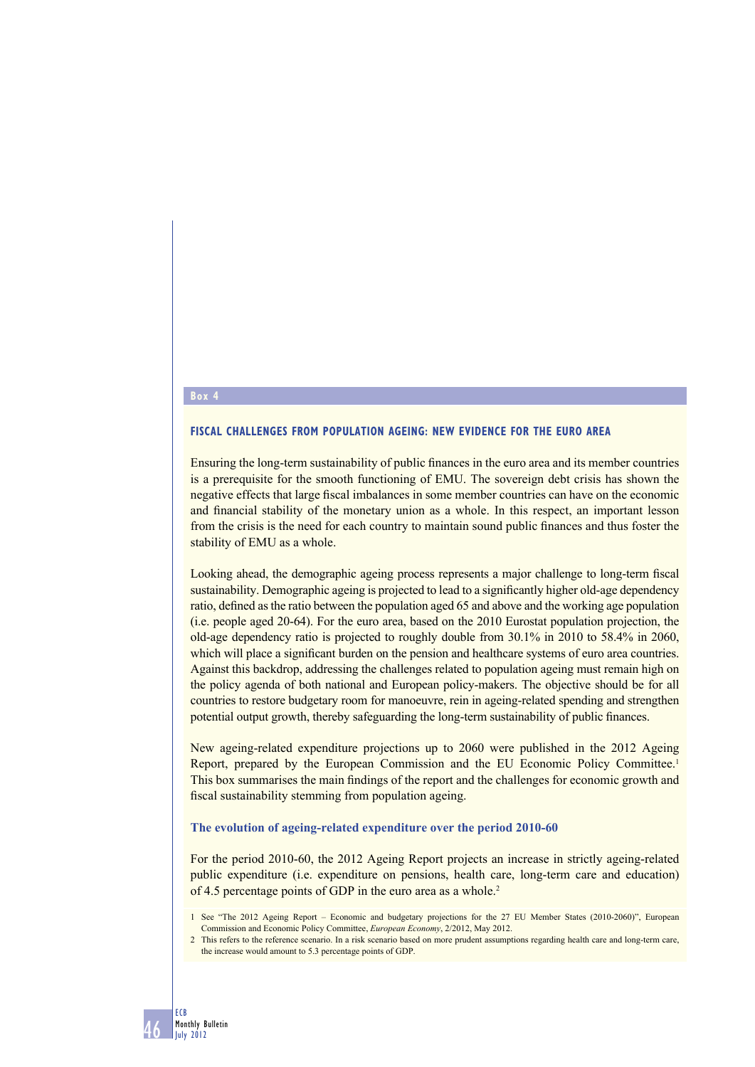Box 4

## FISCAL CHALLENGES FROM POPULATION AGEING: NEW EVIDENCE FOR THE EURO AREA

Ensuring the long-term sustainability of public finances in the euro area and its member countries is a prerequisite for the smooth functioning of EMU. The sovereign debt crisis has shown the negative effects that large fiscal imbalances in some member countries can have on the economic and financial stability of the monetary union as a whole. In this respect, an important lesson from the crisis is the need for each country to maintain sound public finances and thus foster the stability of EMU as a whole.

Looking ahead, the demographic ageing process represents a major challenge to long-term fiscal sustainability. Demographic ageing is projected to lead to a significantly higher old-age dependency ratio, defined as the ratio between the population aged 65 and above and the working age population (i.e. people aged 20-64). For the euro area, based on the 2010 Eurostat population projection, the old-age dependency ratio is projected to roughly double from 30.1% in 2010 to 58.4% in 2060, which will place a significant burden on the pension and healthcare systems of euro area countries. Against this backdrop, addressing the challenges related to population ageing must remain high on the policy agenda of both national and European policy-makers. The objective should be for all countries to restore budgetary room for manoeuvre, rein in ageing-related spending and strengthen potential output growth, thereby safeguarding the long-term sustainability of public finances.

New ageing-related expenditure projections up to 2060 were published in the 2012 Ageing Report, prepared by the European Commission and the EU Economic Policy Committee.[1] This box summarises the main findings of the report and the challenges for economic growth and fiscal sustainability stemming from population ageing.

### The evolution of ageing-related expenditure over the period 2010-60

For the period 2010-60, the 2012 Ageing Report projects an increase in strictly ageing-related public expenditure (i.e. expenditure on pensions, health care, long-term care and education) of 4.5 percentage points of GDP in the euro area as a whole.[2]

1 See "The 2012 Ageing Report – Economic and budgetary projections for the 27 EU Member States (2010-2060)", European Commission and Economic Policy Committee, *European Economy*, 2/2012, May 2012.

2 This refers to the reference scenario. In a risk scenario based on more prudent assumptions regarding health care and long-term care, the increase would amount to 5.3 percentage points of GDP.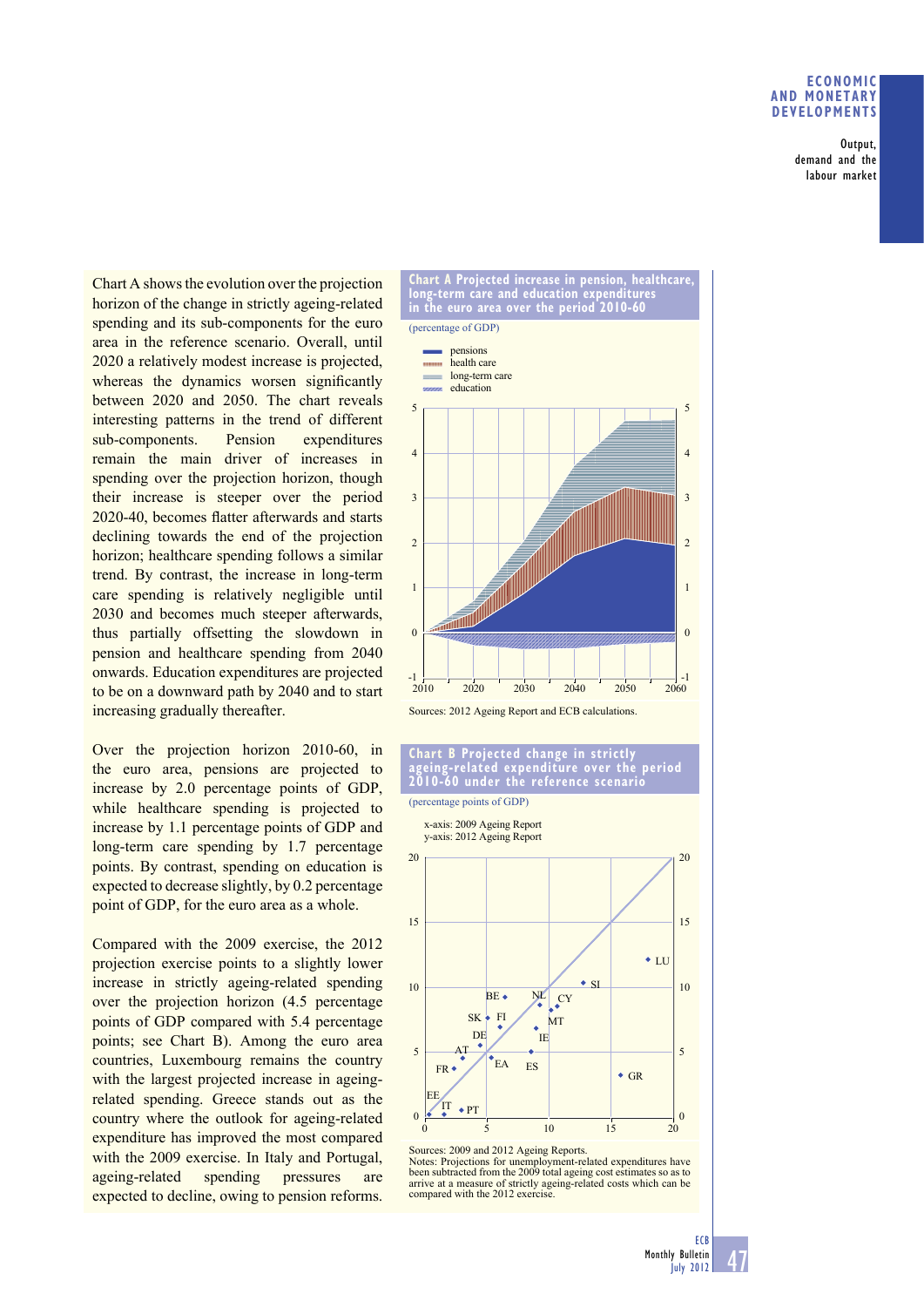Chart A shows the evolution over the projection horizon of the change in strictly ageing-related spending and its sub-components for the euro area in the reference scenario. Overall, until 2020 a relatively modest increase is projected, whereas the dynamics worsen significantly between 2020 and 2050. The chart reveals interesting patterns in the trend of different sub-components. Pension expenditures remain the main driver of increases in spending over the projection horizon, though their increase is steeper over the period 2020-40, becomes flatter afterwards and starts declining towards the end of the projection horizon; healthcare spending follows a similar trend. By contrast, the increase in long-term care spending is relatively negligible until 2030 and becomes much steeper afterwards, thus partially offsetting the slowdown in pension and healthcare spending from 2040 onwards. Education expenditures are projected to be on a downward path by 2040 and to start increasing gradually thereafter.

Over the projection horizon 2010-60, in the euro area, pensions are projected to increase by 2.0 percentage points of GDP, while healthcare spending is projected to increase by 1.1 percentage points of GDP and long-term care spending by 1.7 percentage points. By contrast, spending on education is expected to decrease slightly, by 0.2 percentage point of GDP, for the euro area as a whole.

Compared with the 2009 exercise, the 2012 projection exercise points to a slightly lower increase in strictly ageing-related spending over the projection horizon (4.5 percentage points of GDP compared with 5.4 percentage points; see Chart B). Among the euro area countries, Luxembourg remains the country with the largest projected increase in ageing-related spending. Greece stands out as the country where the outlook for ageing-related expenditure has improved the most compared with the 2009 exercise. In Italy and Portugal, ageing-related spending pressures are expected to decline, owing to pension reforms.

**Chart A Projected increase in pension, healthcare, long-term care and education expenditures in the euro area over the period 2010-60**

(percentage of GDP)

Sources: 2012 Ageing Report and ECB calculations.

**Chart B Projected change in strictly ageing-related expenditure over the period 2010-60 under the reference scenario**

(percentage points of GDP)

x-axis: 2009 Ageing Report
y-axis: 2012 Ageing Report

Sources: 2009 and 2012 Ageing Reports.
Notes: Projections for unemployment-related expenditures have been subtracted from the 2009 total ageing cost estimates so as to arrive at a measure of strictly ageing-related costs which can be compared with the 2012 exercise.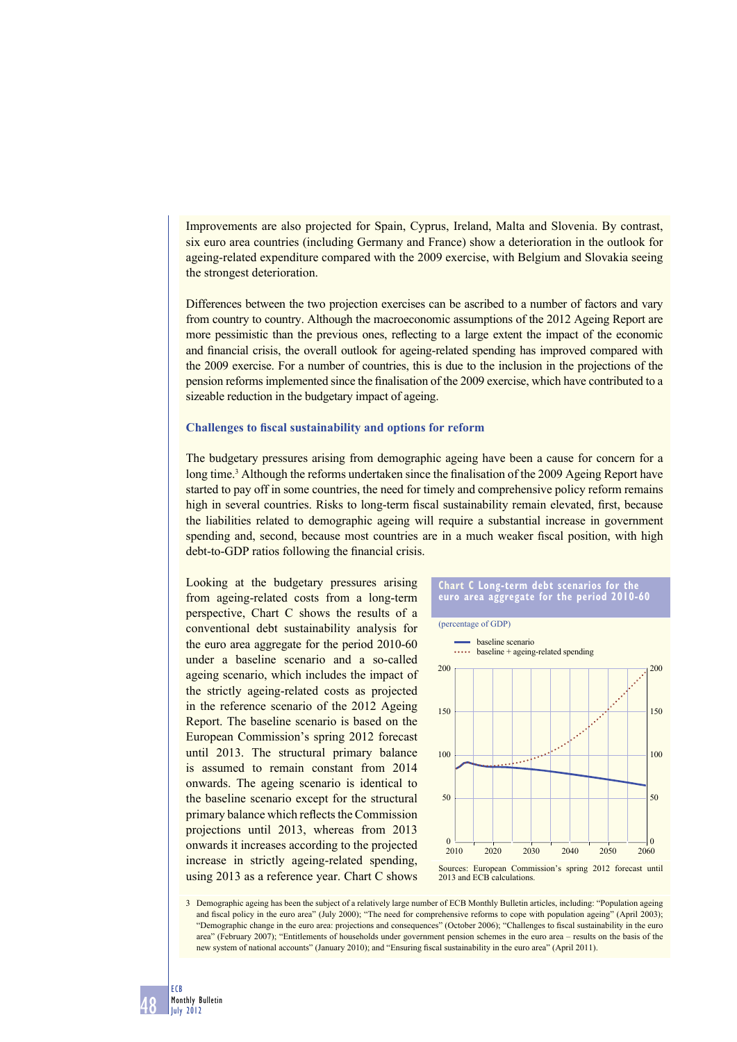Improvements are also projected for Spain, Cyprus, Ireland, Malta and Slovenia. By contrast, six euro area countries (including Germany and France) show a deterioration in the outlook for ageing-related expenditure compared with the 2009 exercise, with Belgium and Slovakia seeing the strongest deterioration.

Differences between the two projection exercises can be ascribed to a number of factors and vary from country to country. Although the macroeconomic assumptions of the 2012 Ageing Report are more pessimistic than the previous ones, reflecting to a large extent the impact of the economic and financial crisis, the overall outlook for ageing-related spending has improved compared with the 2009 exercise. For a number of countries, this is due to the inclusion in the projections of the pension reforms implemented since the finalisation of the 2009 exercise, which have contributed to a sizeable reduction in the budgetary impact of ageing.

### Challenges to fiscal sustainability and options for reform

The budgetary pressures arising from demographic ageing have been a cause for concern for a long time.[3] Although the reforms undertaken since the finalisation of the 2009 Ageing Report have started to pay off in some countries, the need for timely and comprehensive policy reform remains high in several countries. Risks to long-term fiscal sustainability remain elevated, first, because the liabilities related to demographic ageing will require a substantial increase in government spending and, second, because most countries are in a much weaker fiscal position, with high debt-to-GDP ratios following the financial crisis.

Looking at the budgetary pressures arising from ageing-related costs from a long-term perspective, Chart C shows the results of a conventional debt sustainability analysis for the euro area aggregate for the period 2010-60 under a baseline scenario and a so-called ageing scenario, which includes the impact of the strictly ageing-related costs as projected in the reference scenario of the 2012 Ageing Report. The baseline scenario is based on the European Commission's spring 2012 forecast until 2013. The structural primary balance is assumed to remain constant from 2014 onwards. The ageing scenario is identical to the baseline scenario except for the structural primary balance which reflects the Commission projections until 2013, whereas from 2013 onwards it increases according to the projected increase in strictly ageing-related spending, using 2013 as a reference year. Chart C shows

**Chart C Long-term debt scenarios for the euro area aggregate for the period 2010-60**

(percentage of GDP)

- baseline scenario
- baseline + ageing-related spending

Sources: European Commission's spring 2012 forecast until 2013 and ECB calculations.

3 Demographic ageing has been the subject of a relatively large number of ECB Monthly Bulletin articles, including: "Population ageing and fiscal policy in the euro area" (July 2000); "The need for comprehensive reforms to cope with population ageing" (April 2003); "Demographic change in the euro area: projections and consequences" (October 2006); "Challenges to fiscal sustainability in the euro area" (February 2007); "Entitlements of households under government pension schemes in the euro area – results on the basis of the new system of national accounts" (January 2010); and "Ensuring fiscal sustainability in the euro area" (April 2011).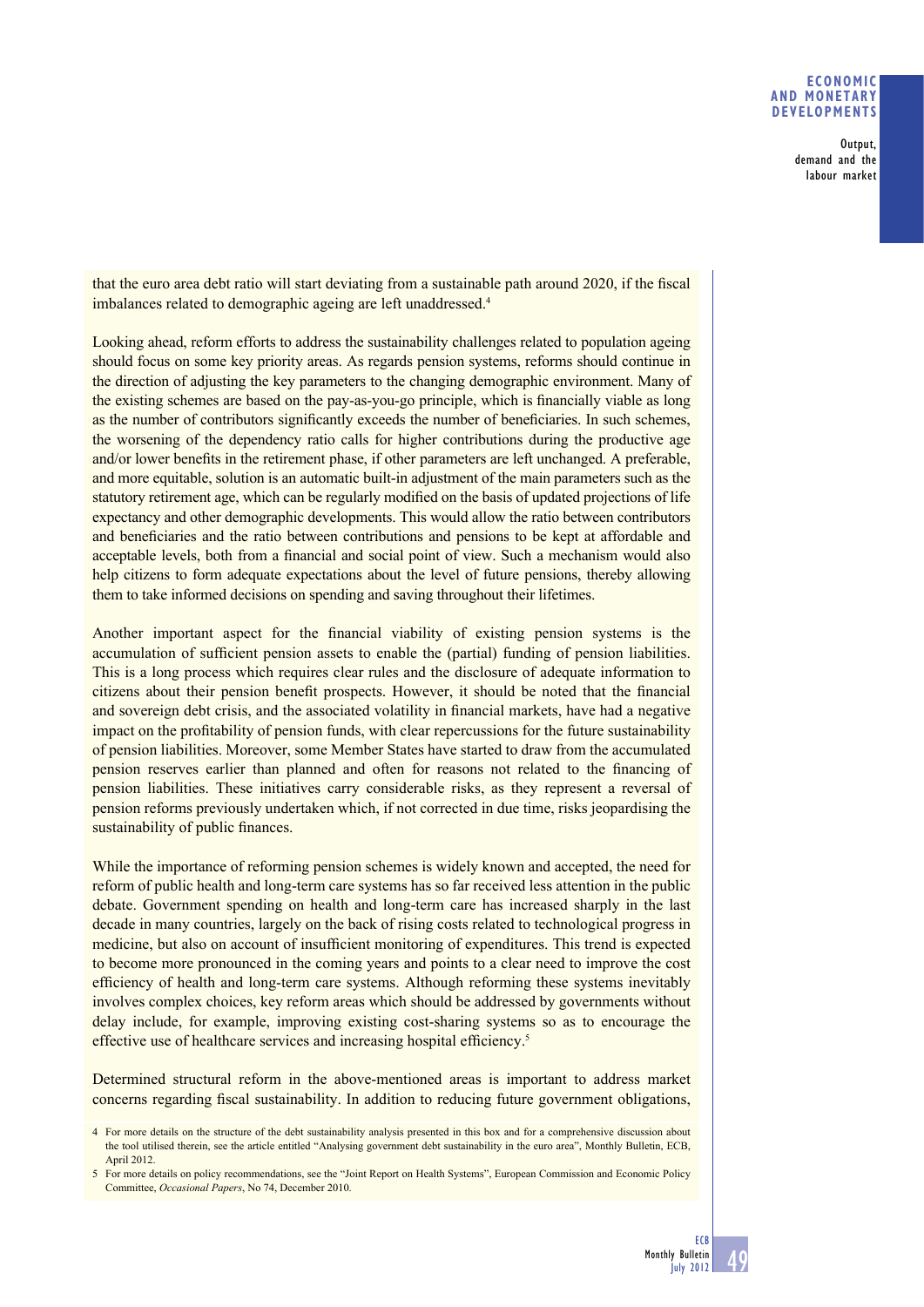that the euro area debt ratio will start deviating from a sustainable path around 2020, if the fiscal imbalances related to demographic ageing are left unaddressed.[4]

Looking ahead, reform efforts to address the sustainability challenges related to population ageing should focus on some key priority areas. As regards pension systems, reforms should continue in the direction of adjusting the key parameters to the changing demographic environment. Many of the existing schemes are based on the pay-as-you-go principle, which is financially viable as long as the number of contributors significantly exceeds the number of beneficiaries. In such schemes, the worsening of the dependency ratio calls for higher contributions during the productive age and/or lower benefits in the retirement phase, if other parameters are left unchanged. A preferable, and more equitable, solution is an automatic built-in adjustment of the main parameters such as the statutory retirement age, which can be regularly modified on the basis of updated projections of life expectancy and other demographic developments. This would allow the ratio between contributors and beneficiaries and the ratio between contributions and pensions to be kept at affordable and acceptable levels, both from a financial and social point of view. Such a mechanism would also help citizens to form adequate expectations about the level of future pensions, thereby allowing them to take informed decisions on spending and saving throughout their lifetimes.

Another important aspect for the financial viability of existing pension systems is the accumulation of sufficient pension assets to enable the (partial) funding of pension liabilities. This is a long process which requires clear rules and the disclosure of adequate information to citizens about their pension benefit prospects. However, it should be noted that the financial and sovereign debt crisis, and the associated volatility in financial markets, have had a negative impact on the profitability of pension funds, with clear repercussions for the future sustainability of pension liabilities. Moreover, some Member States have started to draw from the accumulated pension reserves earlier than planned and often for reasons not related to the financing of pension liabilities. These initiatives carry considerable risks, as they represent a reversal of pension reforms previously undertaken which, if not corrected in due time, risks jeopardising the sustainability of public finances.

While the importance of reforming pension schemes is widely known and accepted, the need for reform of public health and long-term care systems has so far received less attention in the public debate. Government spending on health and long-term care has increased sharply in the last decade in many countries, largely on the back of rising costs related to technological progress in medicine, but also on account of insufficient monitoring of expenditures. This trend is expected to become more pronounced in the coming years and points to a clear need to improve the cost efficiency of health and long-term care systems. Although reforming these systems inevitably involves complex choices, key reform areas which should be addressed by governments without delay include, for example, improving existing cost-sharing systems so as to encourage the effective use of healthcare services and increasing hospital efficiency.[5]

Determined structural reform in the above-mentioned areas is important to address market concerns regarding fiscal sustainability. In addition to reducing future government obligations,

4 For more details on the structure of the debt sustainability analysis presented in this box and for a comprehensive discussion about the tool utilised therein, see the article entitled "Analysing government debt sustainability in the euro area", Monthly Bulletin, ECB, April 2012.

5 For more details on policy recommendations, see the "Joint Report on Health Systems", European Commission and Economic Policy Committee, *Occasional Papers*, No 74, December 2010.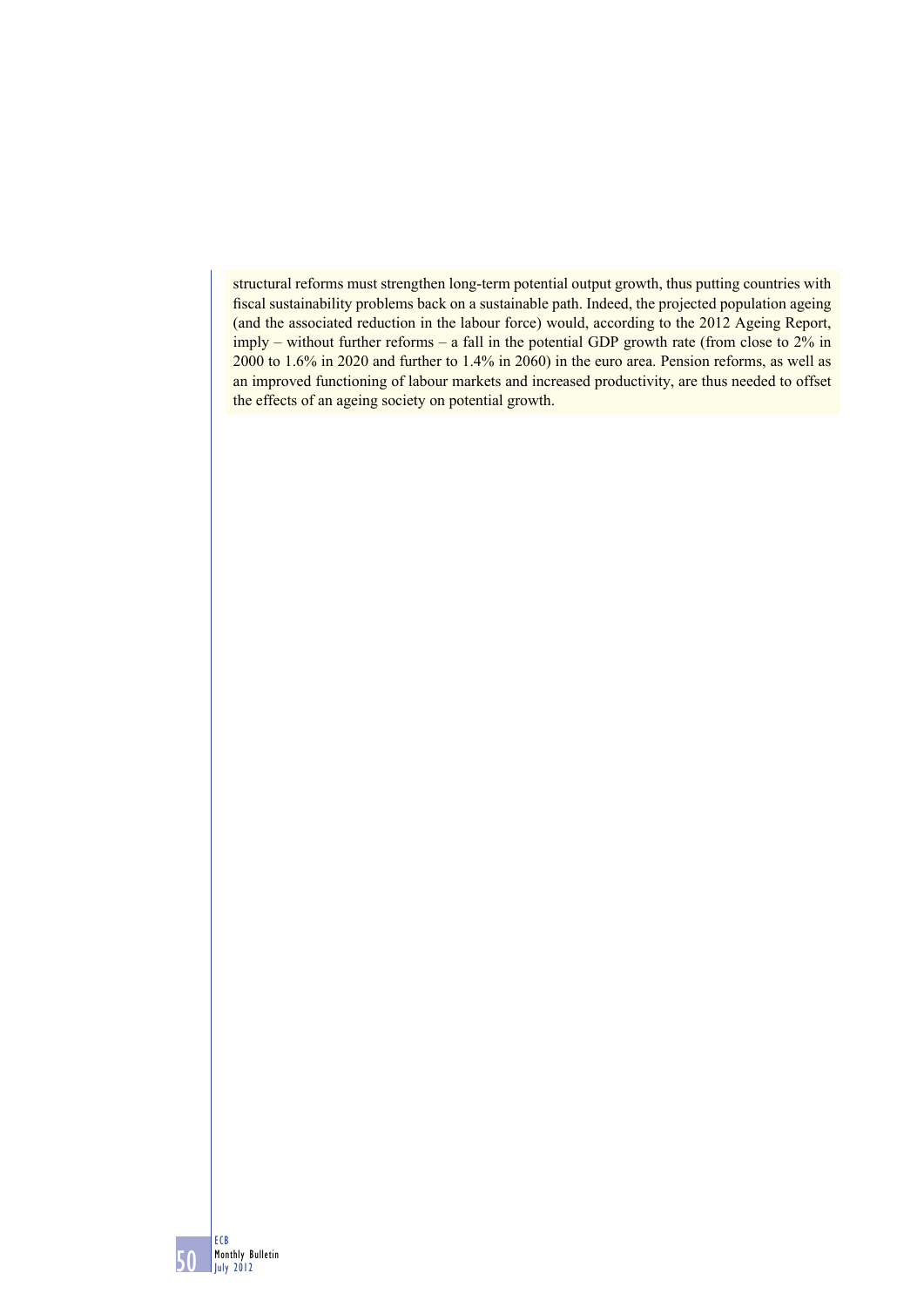structural reforms must strengthen long-term potential output growth, thus putting countries with fiscal sustainability problems back on a sustainable path. Indeed, the projected population ageing (and the associated reduction in the labour force) would, according to the 2012 Ageing Report, imply – without further reforms – a fall in the potential GDP growth rate (from close to 2% in 2000 to 1.6% in 2020 and further to 1.4% in 2060) in the euro area. Pension reforms, as well as an improved functioning of labour markets and increased productivity, are thus needed to offset the effects of an ageing society on potential growth.